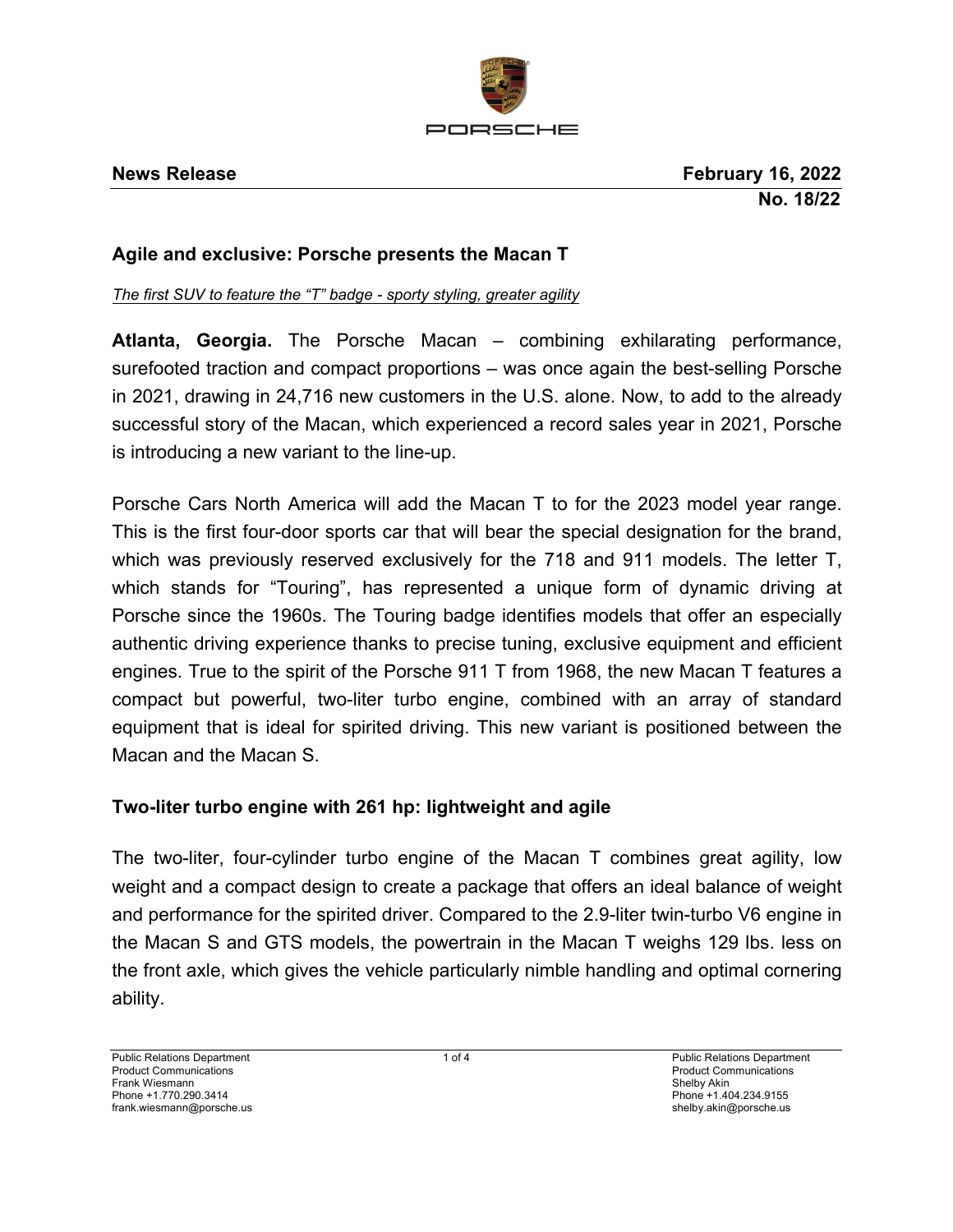**News Release** **February 16, 2022**

**No. 18/22**

## Agile and exclusive: Porsche presents the Macan T

*The first SUV to feature the "T" badge - sporty styling, greater agility*

**Atlanta, Georgia.** The Porsche Macan – combining exhilarating performance, surefooted traction and compact proportions – was once again the best-selling Porsche in 2021, drawing in 24,716 new customers in the U.S. alone. Now, to add to the already successful story of the Macan, which experienced a record sales year in 2021, Porsche is introducing a new variant to the line-up.

Porsche Cars North America will add the Macan T to for the 2023 model year range. This is the first four-door sports car that will bear the special designation for the brand, which was previously reserved exclusively for the 718 and 911 models. The letter T, which stands for "Touring", has represented a unique form of dynamic driving at Porsche since the 1960s. The Touring badge identifies models that offer an especially authentic driving experience thanks to precise tuning, exclusive equipment and efficient engines. True to the spirit of the Porsche 911 T from 1968, the new Macan T features a compact but powerful, two-liter turbo engine, combined with an array of standard equipment that is ideal for spirited driving. This new variant is positioned between the Macan and the Macan S.

### Two-liter turbo engine with 261 hp: lightweight and agile

The two-liter, four-cylinder turbo engine of the Macan T combines great agility, low weight and a compact design to create a package that offers an ideal balance of weight and performance for the spirited driver. Compared to the 2.9-liter twin-turbo V6 engine in the Macan S and GTS models, the powertrain in the Macan T weighs 129 lbs. less on the front axle, which gives the vehicle particularly nimble handling and optimal cornering ability.

Public Relations Department
Product Communications
Frank Wiesmann
Phone +1.770.290.3414
frank.wiesmann@porsche.us

Public Relations Department
Product Communications
Shelby Akin
Phone +1.404.234.9155
shelby.akin@porsche.us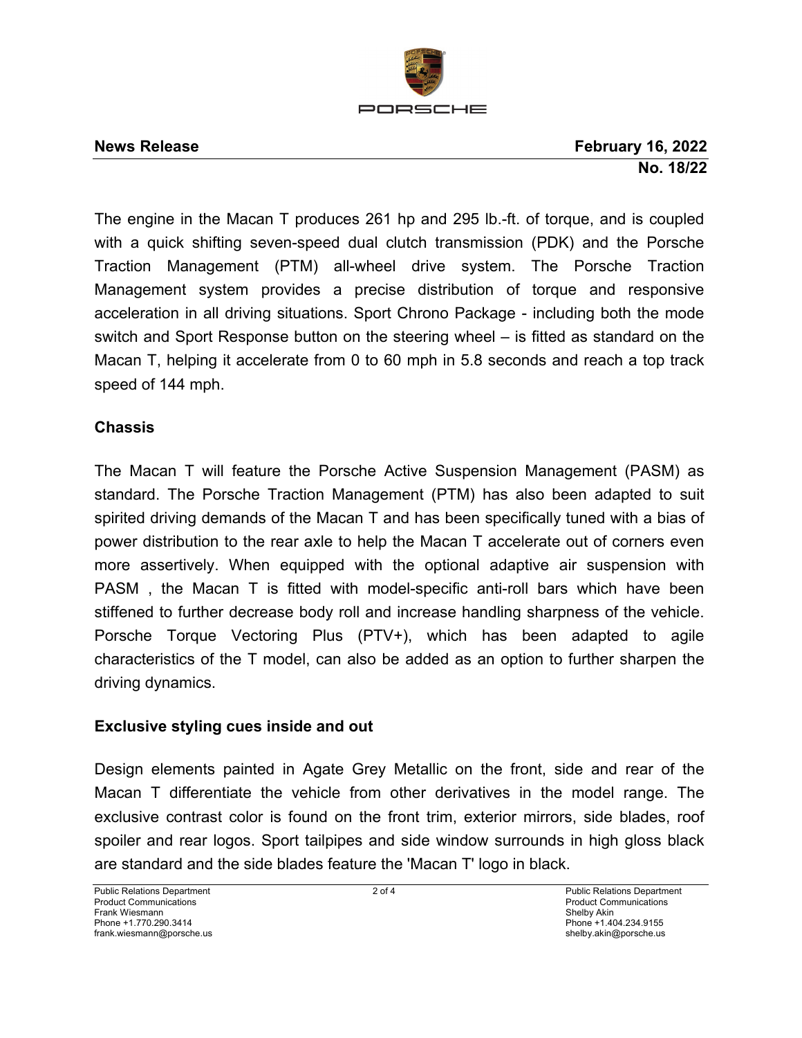The engine in the Macan T produces 261 hp and 295 lb.-ft. of torque, and is coupled with a quick shifting seven-speed dual clutch transmission (PDK) and the Porsche Traction Management (PTM) all-wheel drive system. The Porsche Traction Management system provides a precise distribution of torque and responsive acceleration in all driving situations. Sport Chrono Package - including both the mode switch and Sport Response button on the steering wheel – is fitted as standard on the Macan T, helping it accelerate from 0 to 60 mph in 5.8 seconds and reach a top track speed of 144 mph.

## Chassis

The Macan T will feature the Porsche Active Suspension Management (PASM) as standard. The Porsche Traction Management (PTM) has also been adapted to suit spirited driving demands of the Macan T and has been specifically tuned with a bias of power distribution to the rear axle to help the Macan T accelerate out of corners even more assertively. When equipped with the optional adaptive air suspension with PASM , the Macan T is fitted with model-specific anti-roll bars which have been stiffened to further decrease body roll and increase handling sharpness of the vehicle. Porsche Torque Vectoring Plus (PTV+), which has been adapted to agile characteristics of the T model, can also be added as an option to further sharpen the driving dynamics.

## Exclusive styling cues inside and out

Design elements painted in Agate Grey Metallic on the front, side and rear of the Macan T differentiate the vehicle from other derivatives in the model range. The exclusive contrast color is found on the front trim, exterior mirrors, side blades, roof spoiler and rear logos. Sport tailpipes and side window surrounds in high gloss black are standard and the side blades feature the 'Macan T' logo in black.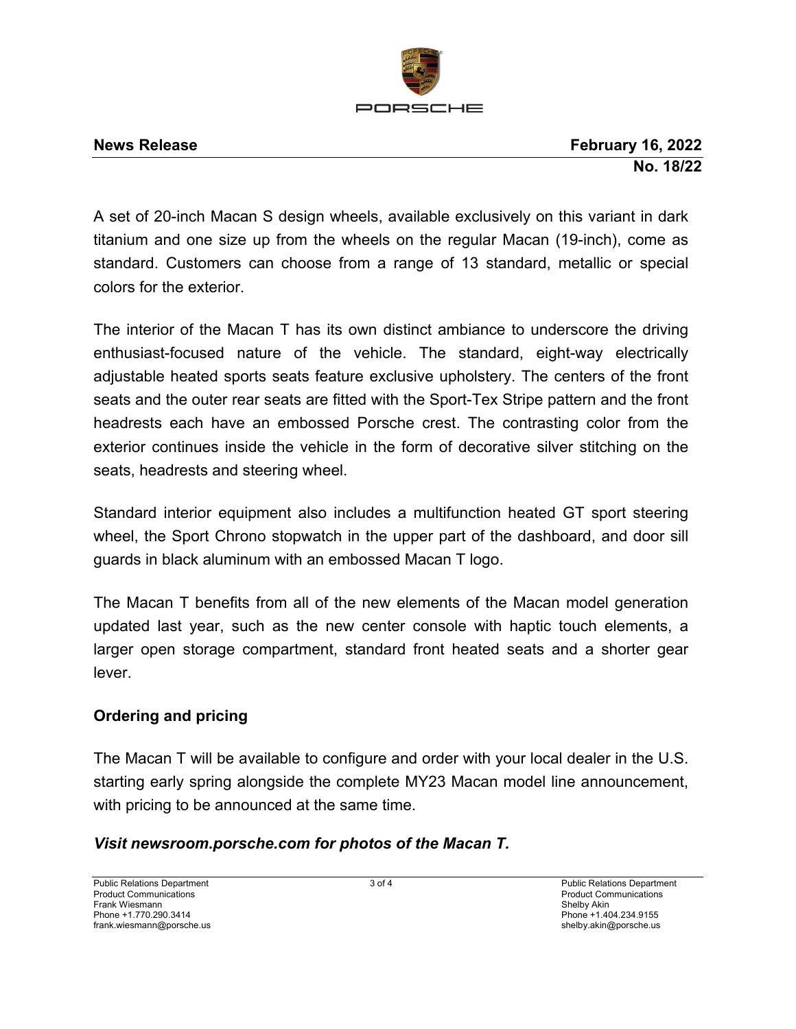A set of 20-inch Macan S design wheels, available exclusively on this variant in dark titanium and one size up from the wheels on the regular Macan (19-inch), come as standard. Customers can choose from a range of 13 standard, metallic or special colors for the exterior.

The interior of the Macan T has its own distinct ambiance to underscore the driving enthusiast-focused nature of the vehicle. The standard, eight-way electrically adjustable heated sports seats feature exclusive upholstery. The centers of the front seats and the outer rear seats are fitted with the Sport-Tex Stripe pattern and the front headrests each have an embossed Porsche crest. The contrasting color from the exterior continues inside the vehicle in the form of decorative silver stitching on the seats, headrests and steering wheel.

Standard interior equipment also includes a multifunction heated GT sport steering wheel, the Sport Chrono stopwatch in the upper part of the dashboard, and door sill guards in black aluminum with an embossed Macan T logo.

The Macan T benefits from all of the new elements of the Macan model generation updated last year, such as the new center console with haptic touch elements, a larger open storage compartment, standard front heated seats and a shorter gear lever.

**Ordering and pricing**

The Macan T will be available to configure and order with your local dealer in the U.S. starting early spring alongside the complete MY23 Macan model line announcement, with pricing to be announced at the same time.

***Visit newsroom.porsche.com for photos of the Macan T.***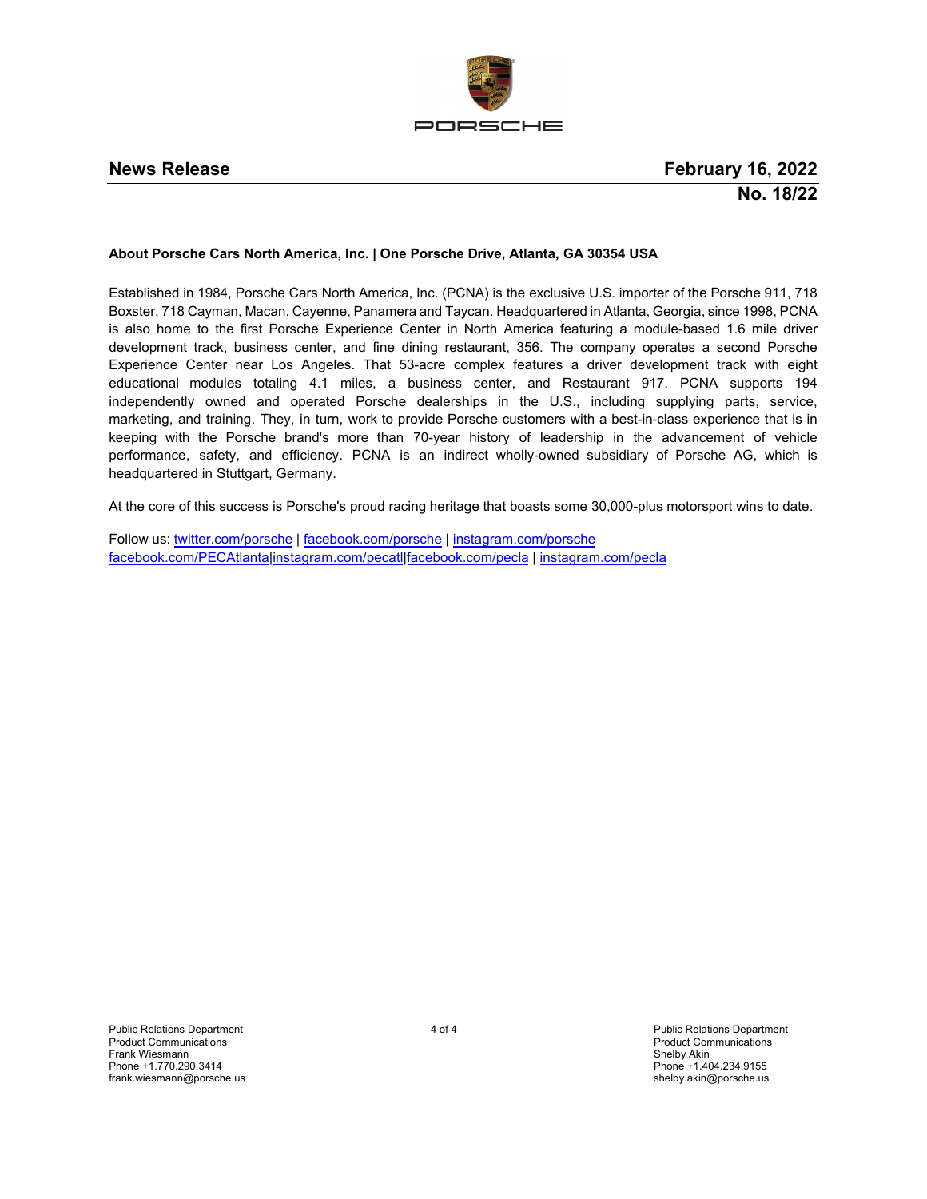**News Release** **February 16, 2022**

**No. 18/22**

**About Porsche Cars North America, Inc. | One Porsche Drive, Atlanta, GA 30354 USA**

Established in 1984, Porsche Cars North America, Inc. (PCNA) is the exclusive U.S. importer of the Porsche 911, 718 Boxster, 718 Cayman, Macan, Cayenne, Panamera and Taycan. Headquartered in Atlanta, Georgia, since 1998, PCNA is also home to the first Porsche Experience Center in North America featuring a module-based 1.6 mile driver development track, business center, and fine dining restaurant, 356. The company operates a second Porsche Experience Center near Los Angeles. That 53-acre complex features a driver development track with eight educational modules totaling 4.1 miles, a business center, and Restaurant 917. PCNA supports 194 independently owned and operated Porsche dealerships in the U.S., including supplying parts, service, marketing, and training. They, in turn, work to provide Porsche customers with a best-in-class experience that is in keeping with the Porsche brand's more than 70-year history of leadership in the advancement of vehicle performance, safety, and efficiency. PCNA is an indirect wholly-owned subsidiary of Porsche AG, which is headquartered in Stuttgart, Germany.

At the core of this success is Porsche's proud racing heritage that boasts some 30,000-plus motorsport wins to date.

Follow us: twitter.com/porsche | facebook.com/porsche | instagram.com/porsche
facebook.com/PECAtlanta|instagram.com/pecatl|facebook.com/pecla | instagram.com/pecla

Public Relations Department
Product Communications
Frank Wiesmann
Phone +1.770.290.3414
frank.wiesmann@porsche.us

Public Relations Department
Product Communications
Shelby Akin
Phone +1.404.234.9155
shelby.akin@porsche.us